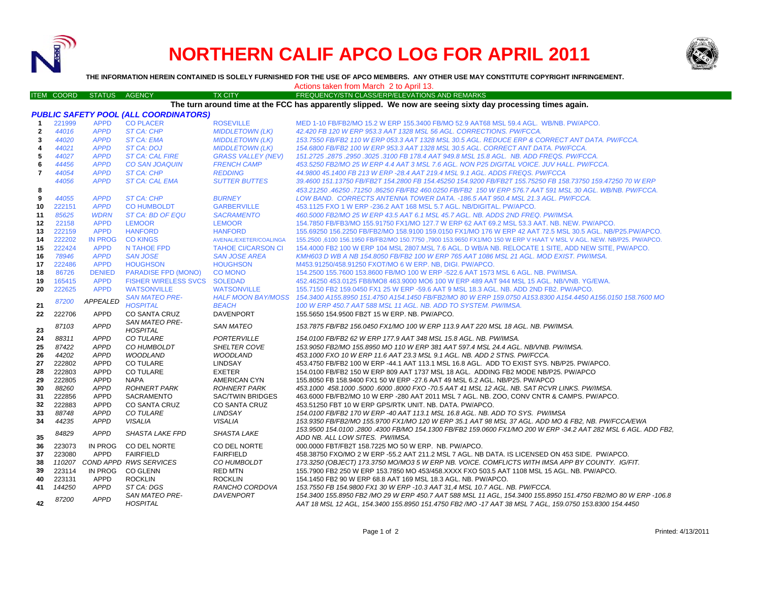# NORTHERN CALIF APCO LOG FOR APRIL 2011

**THE INFORMATION HEREIN CONTAINED IS SOLELY FURNISHED FOR THE USE OF APCO MEMBERS. ANY OTHER USE MAY CONSTITUTE COPYRIGHT INFRINGEMENT.**

Actions taken from March 2 to April 13.

**The turn around time at the FCC has apparently slipped. We now are seeing sixty day processing times again.**

### *PUBLIC SAFETY POOL (ALL COORDINATORS)*

| ITEM | COORD | STATUS | AGENCY | TX CITY | FREQUENCY/STN CLASS/ERP/ELEVATIONS AND REMARKS |
|---|---|---|---|---|---|
| 1 | 221999 | APPD | CO PLACER | ROSEVILLE | MED 1-10 FB/FB2/MO 15.2 W ERP 155.3400 FB/MO 52.9 AAT68 MSL 59.4 AGL. WB/NB. PW/APCO. |
| 2 | 44016 | APPD | ST CA: CHP | MIDDLETOWN (LK) | 42.420 FB 120 W ERP 953.3 AAT 1328 MSL 56 AGL. CORRECTIONS. PW/FCCA. |
| 3 | 44020 | APPD | ST CA: EMA | MIDDLETOWN (LK) | 153.7550 FB/FB2 110 W ERP 053.3 AAT 1328 MSL 30.5 AGL. REDUCE ERP & CORRECT ANT DATA. PW/FCCA. |
| 4 | 44021 | APPD | ST CA: DOJ | MIDDLETOWN (LK) | 154.6800 FB/FB2 100 W ERP 953.3 AAT 1328 MSL 30.5 AGL. CORRECT ANT DATA. PW/FCCA. |
| 5 | 44027 | APPD | ST CA: CAL FIRE | GRASS VALLEY (NEV) | 151.2725 .2875 .2950 .3025 .3100 FB 178.4 AAT 949.8 MSL 15.8 AGL. NB. ADD FREQS. PW/FCCA. |
| 6 | 44456 | APPD | CO SAN JOAQUIN | FRENCH CAMP | 453.5250 FB2/MO 25 W ERP 4.4 AAT 3 MSL 7.6 AGL. NON P25 DIGITAL VOICE. JUV HALL. PW/FCCA. |
| 7 | 44054 | APPD | ST CA: CHP | REDDING | 44.9800 45.1400 FB 213 W ERP -28.4 AAT 219.4 MSL 9.1 AGL. ADDS FREQS. PW/FCCA |
| 8 | 44056 | APPD | ST CA: CAL EMA | SUTTER BUTTES | 39.4600 151.13750 FB/FB2T 154.2800 FB 154.45250 154.9200 FB/FB2T 155.75250 FB 158.73750 159.47250 70 W ERP 453.21250 .46250 .71250 .86250 FB/FB2 460.0250 FB/FB2 150 W ERP 576.7 AAT 591 MSL 30 AGL. WB/NB. PW/FCCA. |
| 9 | 44055 | APPD | ST CA: CHP | BURNEY | LOW BAND. CORRECTS ANTENNA TOWER DATA. -186.5 AAT 950.4 MSL 21.3 AGL. PW/FCCA. |
| 10 | 222151 | APPD | CO HUMBOLDT | GARBERVILLE | 453.1125 FXO 1 W ERP -236.2 AAT 168 MSL 5.7 AGL. NB/DIGITAL. PW/APCO. |
| 11 | 85625 | WDRN | ST CA: BD OF EQU | SACRAMENTO | 460.5000 FB2/MO 25 W ERP 43.5 AAT 6.1 MSL 45.7 AGL. NB. ADDS 2ND FREQ. PW/IMSA. |
| 12 | 22158 | APPD | LEMOOR | LEMOOR | 154.7850 FB/FB3/MO 155.91750 FX1/MO 127.7 W ERP 62 AAT 69.2 MSL 53.3 AAT. NB. NEW. PW/APCO. |
| 13 | 222159 | APPD | HANFORD | HANFORD | 155.69250 156.2250 FB/FB2/MO 158.9100 159.0150 FX1/MO 176 W ERP 42 AAT 72.5 MSL 30.5 AGL. NB/P25.PW/APCO. |
| 14 | 222202 | IN PROG | CO KINGS | AVENAL/EXETER/COALINGA | 155.2500 ,6100 156.1950 FB/FB2/MO 150.7750 ,7900 153.9650 FX1/MO 150 W ERP V HAAT V MSL V AGL. NEW. NB/P25. PW/APCO. |
| 15 | 222424 | APPD | N TAHOE FPD | TAHOE CI/CARSON CI | 154.4000 FB2 100 W ERP 104 MSL 2807.MSL 7.6 AGL. D WB/A NB. RELOCATE 1 SITE, ADD NEW SITE, PW/APCO. |
| 16 | 78946 | APPD | SAN JOSE | SAN JOSE AREA | KMH603 D WB A NB 154.8050 FB/FB2 100 W ERP 765 AAT 1086 MSL 21 AGL. MOD EXIST. PW/IMSA. |
| 17 | 222486 | APPD | HOUGHSON | HOUGHSON | M453.91250/458.91250 FXOT/MO 6 W ERP. NB, DIGI. PW/APCO. |
| 18 | 86726 | DENIED | PARADISE FPD (MONO) | CO MONO | 154.2500 155.7600 153.8600 FB/MO 100 W ERP -522.6 AAT 1573 MSL 6 AGL. NB. PW/IMSA. |
| 19 | 165415 | APPD | FISHER WIRELESS SVCS | SOLEDAD | 452.46250 453.0125 FB8/MO8 463.9000 MO6 100 W ERP 489 AAT 944 MSL 15 AGL. NB/VNB. YG/EWA. |
| 20 | 222625 | APPD | WATSONVILLE | WATSONVILLE | 155.7150 FB2 159.0450 FX1 25 W ERP -59.6 AAT 9 MSL 18.3 AGL. NB. ADD 2ND FB2. PW/APCO. |
| 21 | 87200 | APPEALED | SAN MATEO PRE-HOSPITAL | HALF MOON BAY/MOSS BEACH | 154.3400 A155.8950 151.4750 A154.1450 FB/FB2/MO 80 W ERP 159.0750 A153.8300 A154.4450 A156.0150 158.7600 MO 100 W ERP 450.7 AAT 588 MSL 11 AGL. NB. ADD TO SYSTEM. PW/IMSA. |
| 22 | 222706 | APPD | CO SANTA CRUZ | DAVENPORT | 155.5650 154.9500 FB2T 15 W ERP. NB. PW/APCO. |
| 23 | 87103 | APPD | SAN MATEO PRE-HOSPITAL | SAN MATEO | 153.7875 FB/FB2 156.0450 FX1/MO 100 W ERP 113.9 AAT 220 MSL 18 AGL. NB. PW/IMSA. |
| 24 | 88311 | APPD | CO TULARE | PORTERVILLE | 154.0100 FB/FB2 62 W ERP 177.9 AAT 348 MSL 15.8 AGL. NB. PW/IMSA. |
| 25 | 87422 | APPD | CO HUMBOLDT | SHELTER COVE | 153.9050 FB2/MO 155.8950 MO 110 W ERP 381 AAT 597.4 MSL 24.4 AGL. NB/VNB. PW/IMSA. |
| 26 | 44202 | APPD | WOODLAND | WOODLAND | 453.1000 FXO 10 W ERP 11.6 AAT 23.3 MSL 9.1 AGL. NB. ADD 2 STNS. PW/FCCA. |
| 27 | 222802 | APPD | CO TULARE | LINDSAY | 453.4750 FB/FB2 100 W ERP -44.1 AAT 113.1 MSL 16.8 AGL. ADD TO EXIST SYS. NB/P25. PW/APCO. |
| 28 | 222803 | APPD | CO TULARE | EXETER | 154.0100 FB/FB2 150 W ERP 809 AAT 1737 MSL 18 AGL. ADDING FB2 MODE NB/P25. PW/APCO |
| 29 | 222805 | APPD | NAPA | AMERICAN CYN | 155.8050 FB 158.9400 FX1 50 W ERP -27.6 AAT 49 MSL 6.2 AGL. NB/P25. PW/APCO |
| 30 | 88260 | APPD | ROHNERT PARK | ROHNERT PARK | 453.1000 458.1000 .5000 .6000 .8000 FXO -70.5 AAT 41 MSL 12 AGL. NB. SAT RCVR LINKS. PW/IMSA. |
| 31 | 222856 | APPD | SACRAMENTO | SAC/TWIN BRIDGES | 463.6000 FB/FB2/MO 10 W ERP -280 AAT 2011 MSL 7 AGL. NB. ZOO, CONV CNTR & CAMPS. PW/APCO. |
| 32 | 222883 | APPD | CO SANTA CRUZ | CO SANTA CRUZ | 453.51250 FBT 10 W ERP GPS/RTK UNIT. NB. DATA. PW/APCO. |
| 33 | 88748 | APPD | CO TULARE | LINDSAY | 154.0100 FB/FB2 170 W ERP -40 AAT 113.1 MSL 16.8 AGL. NB. ADD TO SYS. PW/IMSA |
| 34 | 44235 | APPD | VISALIA | VISALIA | 153.9350 FB/FB2/MO 155.9700 FX1/MO 120 W ERP 35.1 AAT 98 MSL 37 AGL. ADD MO & FB2, NB. PW/FCCA/EWA |
| 35 | 84829 | APPD | SHASTA LAKE FPD | SHASTA LAKE | 153.9500 154.0100 .2800 .4300 FB/MO 154.1300 FB/FB2 159.0600 FX1/MO 200 W ERP -34.2 AAT 282 MSL 6 AGL. ADD FB2, ADD NB. ALL LOW SITES. PW/IMSA. |
| 36 | 223073 | IN PROG | CO DEL NORTE | CO DEL NORTE | 000.0000 FBT/FB2T 158.7225 MO 50 W ERP. NB. PW/APCO. |
| 37 | 223080 | APPD | FAIRFIELD | FAIRFIELD | 458.38750 FXO/MO 2 W ERP -55.2 AAT 211.2 MSL 7 AGL. NB DATA. IS LICENSED ON 453 SIDE. PW/APCO. |
| 38 | 110207 | COND APPD | RWS SERVICES | CO HUMBOLDT | 173.3250 (OBJECT) 173.3750 MO/MO3 5 W ERP NB. VOICE. COMFLICTS WITH IMSA APP BY COUNTY. IG/FIT. |
| 39 | 223114 | IN PROG | CO GLENN | RED MTN | 155.7900 FB2 250 W ERP 153.7850 MO 453/458.XXXX FXO 503.5 AAT 1108 MSL 15 AGL. NB. PW/APCO. |
| 40 | 223131 | APPD | ROCKLIN | ROCKLIN | 154.1450 FB2 90 W ERP 68.8 AAT 169 MSL 18.3 AGL. NB. PW/APCO. |
| 41 | 144250 | APPD | ST CA: DGS | RANCHO CORDOVA | 153.7550 FB 154.9800 FX1 30 W ERP -10.3 AAT 31,4 MSL 10.7 AGL. NB. PW/FCCA. |
| 42 | 87200 | APPD | SAN MATEO PRE-HOSPITAL | DAVENPORT | 154.3400 155.8950 FB2 /MO 29 W ERP 450.7 AAT 588 MSL 11 AGL, 154.3400 155.8950 151.4750 FB2/MO 80 W ERP -106.8 AAT 18 MSL 12 AGL, 154.3400 155.8950 151.4750 FB2 /MO -17 AAT 38 MSL 7 AGL, 159.0750 153.8300 154.4450 |

Printed: 4/13/2011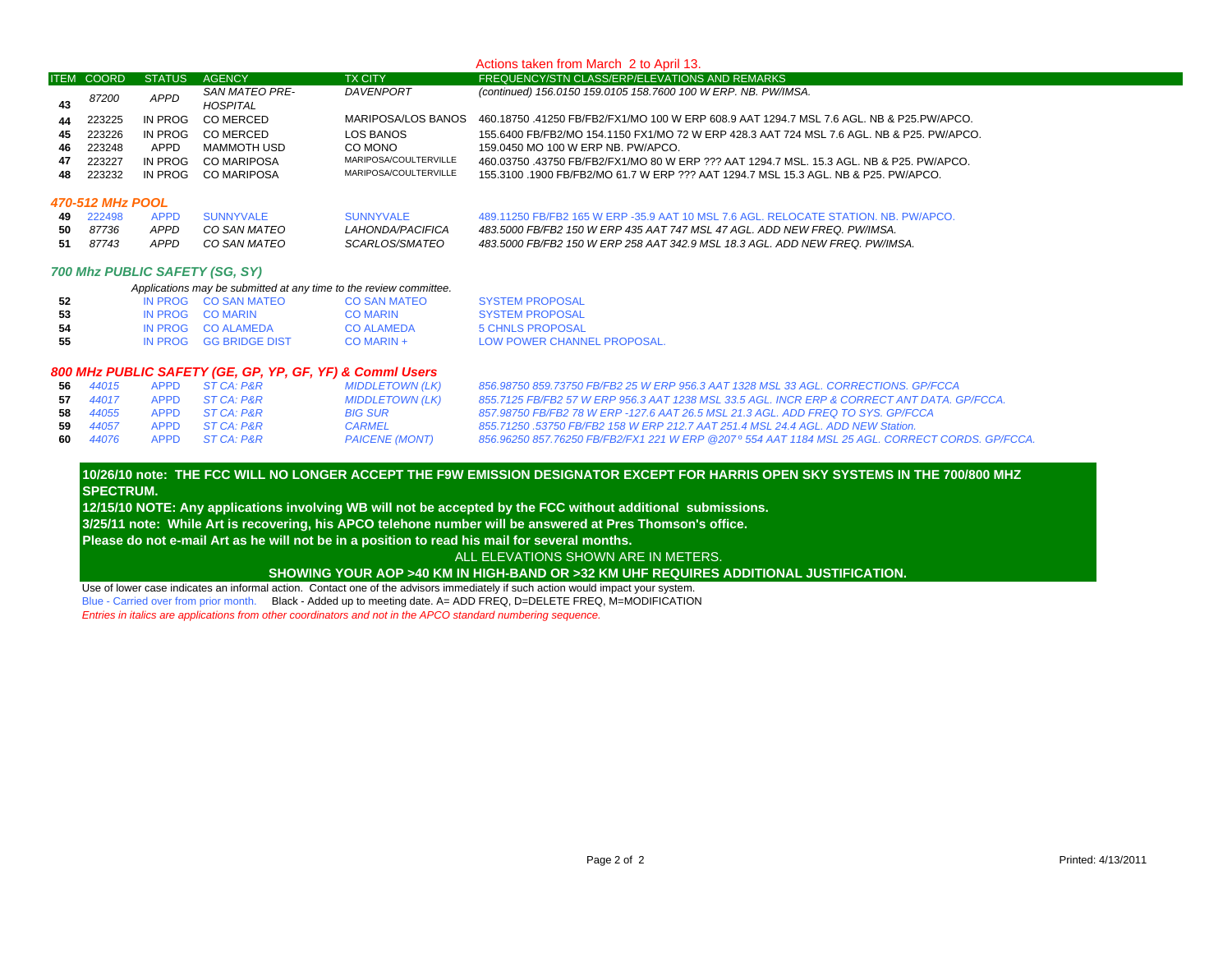Actions taken from March 2 to April 13.

| ITEM | COORD | STATUS | AGENCY | TX CITY | FREQUENCY/STN CLASS/ERP/ELEVATIONS AND REMARKS |
|---|---|---|---|---|---|
| 43 | *87200* | *APPD* | *SAN MATEO PRE-HOSPITAL* | *DAVENPORT* | *(continued) 156.0150 159.0105 158.7600 100 W ERP. NB. PW/IMSA.* |
| 44 | 223225 | IN PROG | CO MERCED | MARIPOSA/LOS BANOS | 460.18750 .41250 FB/FB2/FX1/MO 100 W ERP 608.9 AAT 1294.7 MSL 7.6 AGL. NB & P25.PW/APCO. |
| 45 | 223226 | IN PROG | CO MERCED | LOS BANOS | 155.6400 FB/FB2/MO 154.1150 FX1/MO 72 W ERP 428.3 AAT 724 MSL 7.6 AGL. NB & P25. PW/APCO. |
| 46 | 223248 | APPD | MAMMOTH USD | CO MONO | 159.0450 MO 100 W ERP NB. PW/APCO. |
| 47 | 223227 | IN PROG | CO MARIPOSA | MARIPOSA/COULTERVILLE | 460.03750 .43750 FB/FB2/FX1/MO 80 W ERP ??? AAT 1294.7 MSL. 15.3 AGL. NB & P25. PW/APCO. |
| 48 | 223232 | IN PROG | CO MARIPOSA | MARIPOSA/COULTERVILLE | 155.3100 .1900 FB/FB2/MO 61.7 W ERP ??? AAT 1294.7 MSL 15.3 AGL. NB & P25. PW/APCO. |
| | ***470-512 MHz POOL*** | | | | |
| 49 | 222498 | APPD | SUNNYVALE | SUNNYVALE | 489.11250 FB/FB2 165 W ERP -35.9 AAT 10 MSL 7.6 AGL. RELOCATE STATION. NB. PW/APCO. |
| 50 | *87736* | *APPD* | *CO SAN MATEO* | *LAHONDA/PACIFICA* | *483.5000 FB/FB2 150 W ERP 435 AAT 747 MSL 47 AGL. ADD NEW FREQ. PW/IMSA.* |
| 51 | *87743* | *APPD* | *CO SAN MATEO* | *SCARLOS/SMATEO* | *483.5000 FB/FB2 150 W ERP 258 AAT 342.9 MSL 18.3 AGL. ADD NEW FREQ. PW/IMSA.* |
| | ***700 Mhz PUBLIC SAFETY (SG, SY)*** | | | | |
| | | *Applications may be submitted at any time to the review committee.* | | | |
| 52 | | IN PROG | CO SAN MATEO | CO SAN MATEO | SYSTEM PROPOSAL |
| 53 | | IN PROG | CO MARIN | CO MARIN | SYSTEM PROPOSAL |
| 54 | | IN PROG | CO ALAMEDA | CO ALAMEDA | 5 CHNLS PROPOSAL |
| 55 | | IN PROG | GG BRIDGE DIST | CO MARIN + | LOW POWER CHANNEL PROPOSAL. |
| | ***800 MHz PUBLIC SAFETY (GE, GP, YP, GF, YF) & Comml Users*** | | | | |
| 56 | *44015* | APPD | *ST CA: P&R* | *MIDDLETOWN (LK)* | *856.98750 859.73750 FB/FB2 25 W ERP 956.3 AAT 1328 MSL 33 AGL. CORRECTIONS. GP/FCCA* |
| 57 | *44017* | APPD | *ST CA: P&R* | *MIDDLETOWN (LK)* | *855.7125 FB/FB2 57 W ERP 956.3 AAT 1238 MSL 33.5 AGL. INCR ERP & CORRECT ANT DATA. GP/FCCA.* |
| 58 | *44055* | APPD | *ST CA: P&R* | *BIG SUR* | *857.98750 FB/FB2 78 W ERP -127.6 AAT 26.5 MSL 21.3 AGL. ADD FREQ TO SYS. GP/FCCA* |
| 59 | *44057* | APPD | *ST CA: P&R* | *CARMEL* | *855.71250 .53750 FB/FB2 158 W ERP 212.7 AAT 251.4 MSL 24.4 AGL. ADD NEW Station.* |
| 60 | *44076* | APPD | *ST CA: P&R* | *PAICENE (MONT)* | *856.96250 857.76250 FB/FB2/FX1 221 W ERP @207º 554 AAT 1184 MSL 25 AGL. CORRECT CORDS. GP/FCCA.* |

**10/26/10 note: THE FCC WILL NO LONGER ACCEPT THE F9W EMISSION DESIGNATOR EXCEPT FOR HARRIS OPEN SKY SYSTEMS IN THE 700/800 MHZ SPECTRUM.**

**12/15/10 NOTE: Any applications involving WB will not be accepted by the FCC without additional submissions.**

**3/25/11 note: While Art is recovering, his APCO telehone number will be answered at Pres Thomson's office.**

**Please do not e-mail Art as he will not be in a position to read his mail for several months.**

ALL ELEVATIONS SHOWN ARE IN METERS.

**SHOWING YOUR AOP >40 KM IN HIGH-BAND OR >32 KM UHF REQUIRES ADDITIONAL JUSTIFICATION.**

Use of lower case indicates an informal action. Contact one of the advisors immediately if such action would impact your system.

Blue - Carried over from prior month. Black - Added up to meeting date. A= ADD FREQ, D=DELETE FREQ, M=MODIFICATION

*Entries in italics are applications from other coordinators and not in the APCO standard numbering sequence.*

Printed: 4/13/2011